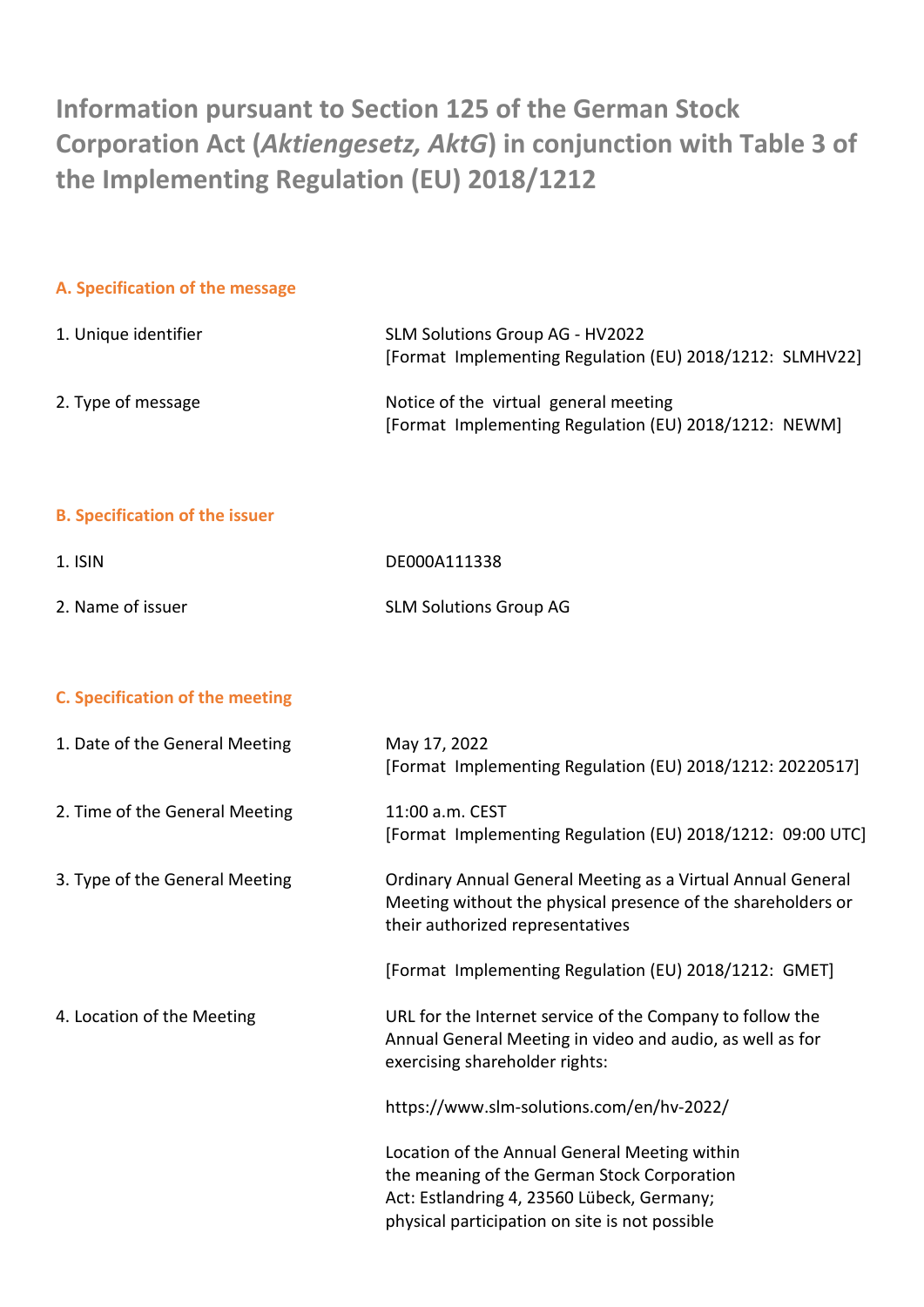# Information pursuant to Section 125 of the German Stock Corporation Act (*Aktiengesetz, AktG*) in conjunction with Table 3 of the Implementing Regulation (EU) 2018/1212

## A. Specification of the message

| | |
|---|---|
| 1. Unique identifier | SLM Solutions Group AG - HV2022<br>[Format Implementing Regulation (EU) 2018/1212: SLMHV22] |
| 2. Type of message | Notice of the virtual general meeting<br>[Format Implementing Regulation (EU) 2018/1212: NEWM] |

## B. Specification of the issuer

| | |
|---|---|
| 1. ISIN | DE000A111338 |
| 2. Name of issuer | SLM Solutions Group AG |

## C. Specification of the meeting

| | |
|---|---|
| 1. Date of the General Meeting | May 17, 2022<br>[Format Implementing Regulation (EU) 2018/1212: 20220517] |
| 2. Time of the General Meeting | 11:00 a.m. CEST<br>[Format Implementing Regulation (EU) 2018/1212: 09:00 UTC] |
| 3. Type of the General Meeting | Ordinary Annual General Meeting as a Virtual Annual General Meeting without the physical presence of the shareholders or their authorized representatives<br><br>[Format Implementing Regulation (EU) 2018/1212: GMET] |
| 4. Location of the Meeting | URL for the Internet service of the Company to follow the Annual General Meeting in video and audio, as well as for exercising shareholder rights:<br><br>https://www.slm-solutions.com/en/hv-2022/<br><br>Location of the Annual General Meeting within the meaning of the German Stock Corporation Act: Estlandring 4, 23560 Lübeck, Germany; physical participation on site is not possible |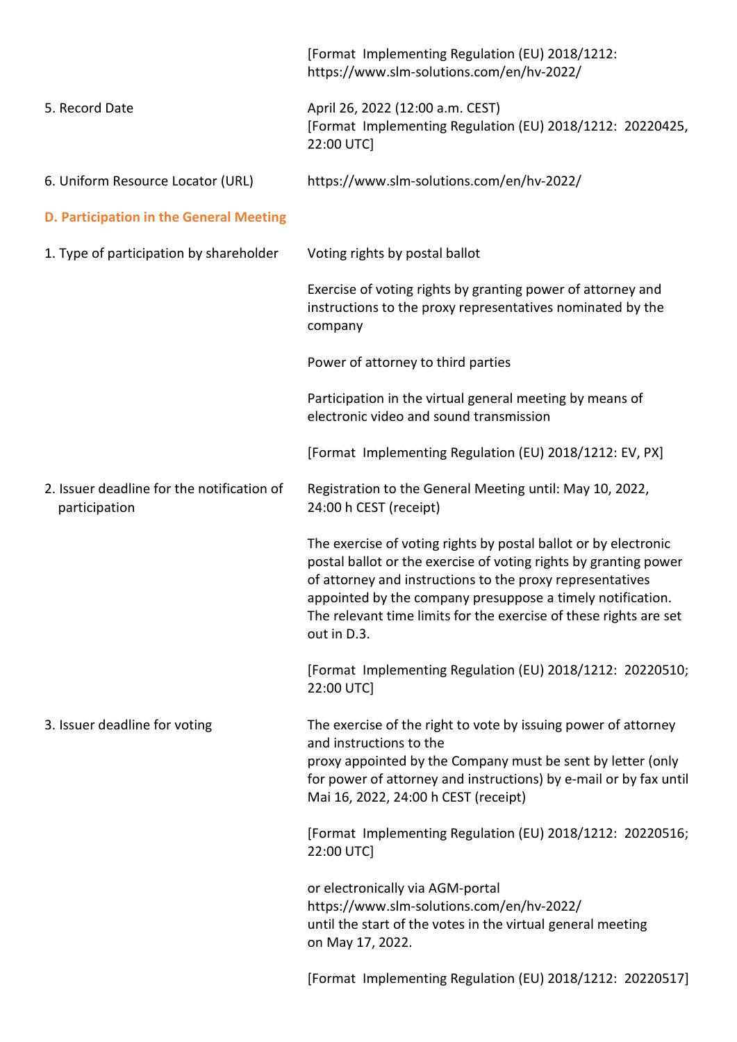| | |
|---|---|
| | [Format Implementing Regulation (EU) 2018/1212: https://www.slm-solutions.com/en/hv-2022/ |
| 5. Record Date | April 26, 2022 (12:00 a.m. CEST)<br>[Format Implementing Regulation (EU) 2018/1212: 20220425, 22:00 UTC] |
| 6. Uniform Resource Locator (URL) | https://www.slm-solutions.com/en/hv-2022/ |

## D. Participation in the General Meeting

| | |
|---|---|
| 1. Type of participation by shareholder | Voting rights by postal ballot<br><br>Exercise of voting rights by granting power of attorney and instructions to the proxy representatives nominated by the company<br><br>Power of attorney to third parties<br><br>Participation in the virtual general meeting by means of electronic video and sound transmission<br><br>[Format Implementing Regulation (EU) 2018/1212: EV, PX] |
| 2. Issuer deadline for the notification of participation | Registration to the General Meeting until: May 10, 2022, 24:00 h CEST (receipt)<br><br>The exercise of voting rights by postal ballot or by electronic postal ballot or the exercise of voting rights by granting power of attorney and instructions to the proxy representatives appointed by the company presuppose a timely notification. The relevant time limits for the exercise of these rights are set out in D.3.<br><br>[Format Implementing Regulation (EU) 2018/1212: 20220510; 22:00 UTC] |
| 3. Issuer deadline for voting | The exercise of the right to vote by issuing power of attorney and instructions to the proxy appointed by the Company must be sent by letter (only for power of attorney and instructions) by e-mail or by fax until Mai 16, 2022, 24:00 h CEST (receipt)<br><br>[Format Implementing Regulation (EU) 2018/1212: 20220516; 22:00 UTC]<br><br>or electronically via AGM-portal https://www.slm-solutions.com/en/hv-2022/ until the start of the votes in the virtual general meeting on May 17, 2022.<br><br>[Format Implementing Regulation (EU) 2018/1212: 20220517] |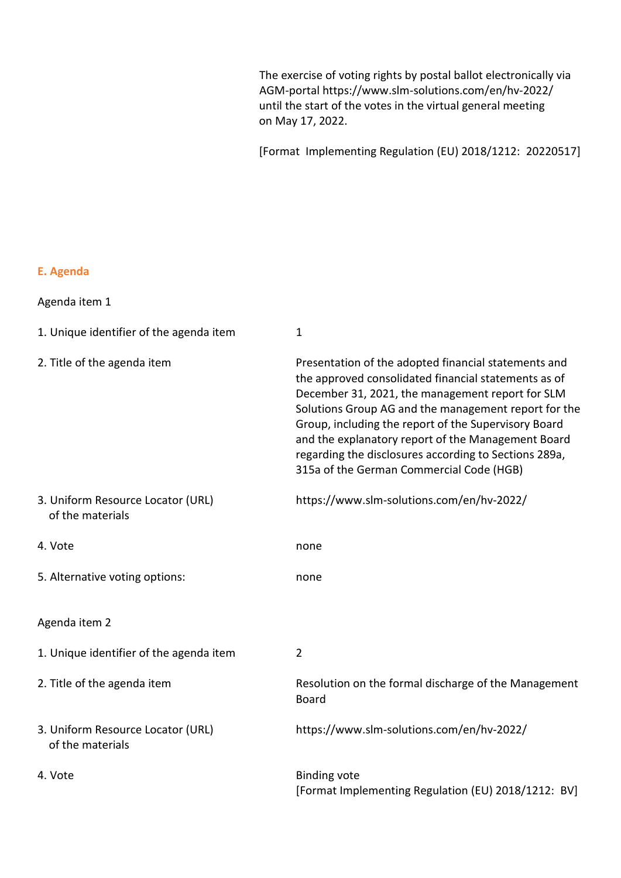The exercise of voting rights by postal ballot electronically via AGM-portal https://www.slm-solutions.com/en/hv-2022/ until the start of the votes in the virtual general meeting on May 17, 2022.

[Format Implementing Regulation (EU) 2018/1212: 20220517]

## E. Agenda

Agenda item 1

| | |
|---|---|
| 1. Unique identifier of the agenda item | 1 |
| 2. Title of the agenda item | Presentation of the adopted financial statements and the approved consolidated financial statements as of December 31, 2021, the management report for SLM Solutions Group AG and the management report for the Group, including the report of the Supervisory Board and the explanatory report of the Management Board regarding the disclosures according to Sections 289a, 315a of the German Commercial Code (HGB) |
| 3. Uniform Resource Locator (URL) of the materials | https://www.slm-solutions.com/en/hv-2022/ |
| 4. Vote | none |
| 5. Alternative voting options: | none |

Agenda item 2

| | |
|---|---|
| 1. Unique identifier of the agenda item | 2 |
| 2. Title of the agenda item | Resolution on the formal discharge of the Management Board |
| 3. Uniform Resource Locator (URL) of the materials | https://www.slm-solutions.com/en/hv-2022/ |
| 4. Vote | Binding vote [Format Implementing Regulation (EU) 2018/1212: BV] |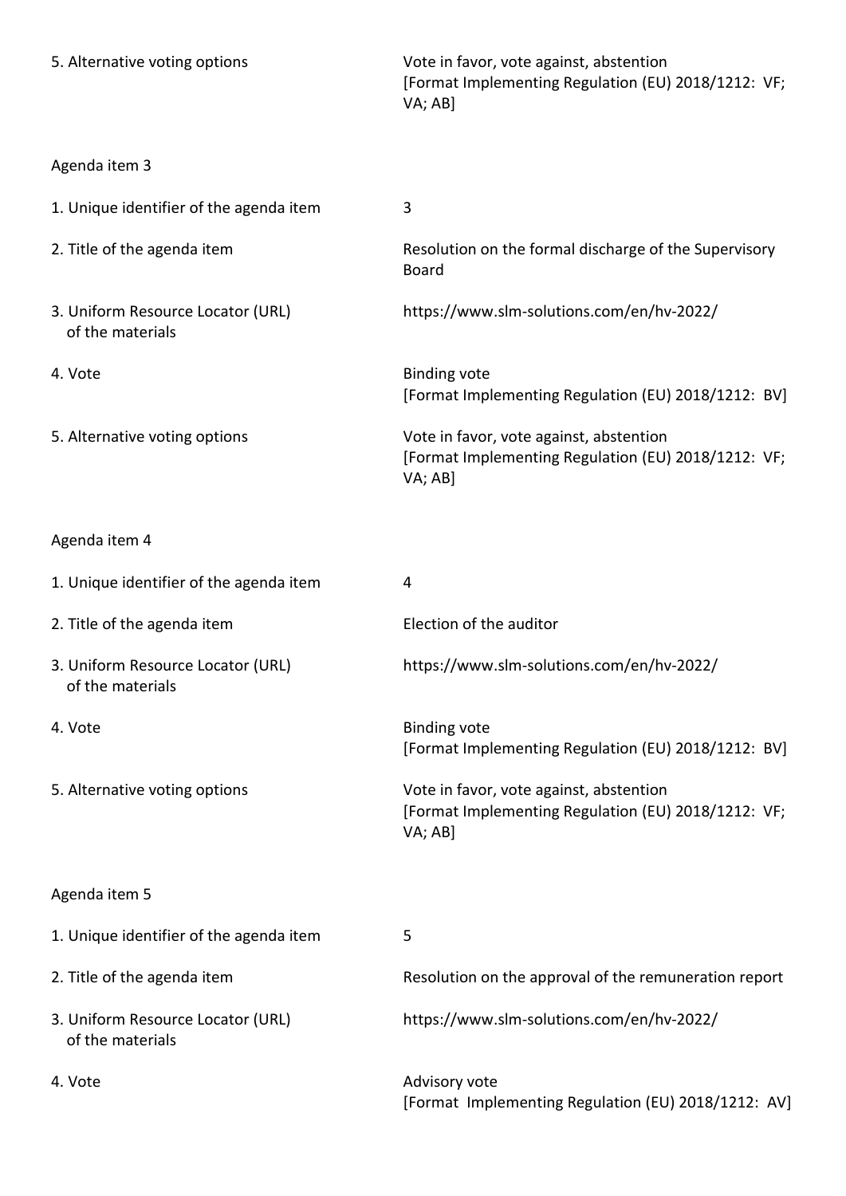| | |
|---|---|
| 5. Alternative voting options | Vote in favor, vote against, abstention [Format Implementing Regulation (EU) 2018/1212: VF; VA; AB] |

Agenda item 3

| | |
|---|---|
| 1. Unique identifier of the agenda item | 3 |
| 2. Title of the agenda item | Resolution on the formal discharge of the Supervisory Board |
| 3. Uniform Resource Locator (URL) of the materials | https://www.slm-solutions.com/en/hv-2022/ |
| 4. Vote | Binding vote [Format Implementing Regulation (EU) 2018/1212: BV] |
| 5. Alternative voting options | Vote in favor, vote against, abstention [Format Implementing Regulation (EU) 2018/1212: VF; VA; AB] |

Agenda item 4

| | |
|---|---|
| 1. Unique identifier of the agenda item | 4 |
| 2. Title of the agenda item | Election of the auditor |
| 3. Uniform Resource Locator (URL) of the materials | https://www.slm-solutions.com/en/hv-2022/ |
| 4. Vote | Binding vote [Format Implementing Regulation (EU) 2018/1212: BV] |
| 5. Alternative voting options | Vote in favor, vote against, abstention [Format Implementing Regulation (EU) 2018/1212: VF; VA; AB] |

Agenda item 5

| | |
|---|---|
| 1. Unique identifier of the agenda item | 5 |
| 2. Title of the agenda item | Resolution on the approval of the remuneration report |
| 3. Uniform Resource Locator (URL) of the materials | https://www.slm-solutions.com/en/hv-2022/ |
| 4. Vote | Advisory vote [Format Implementing Regulation (EU) 2018/1212: AV] |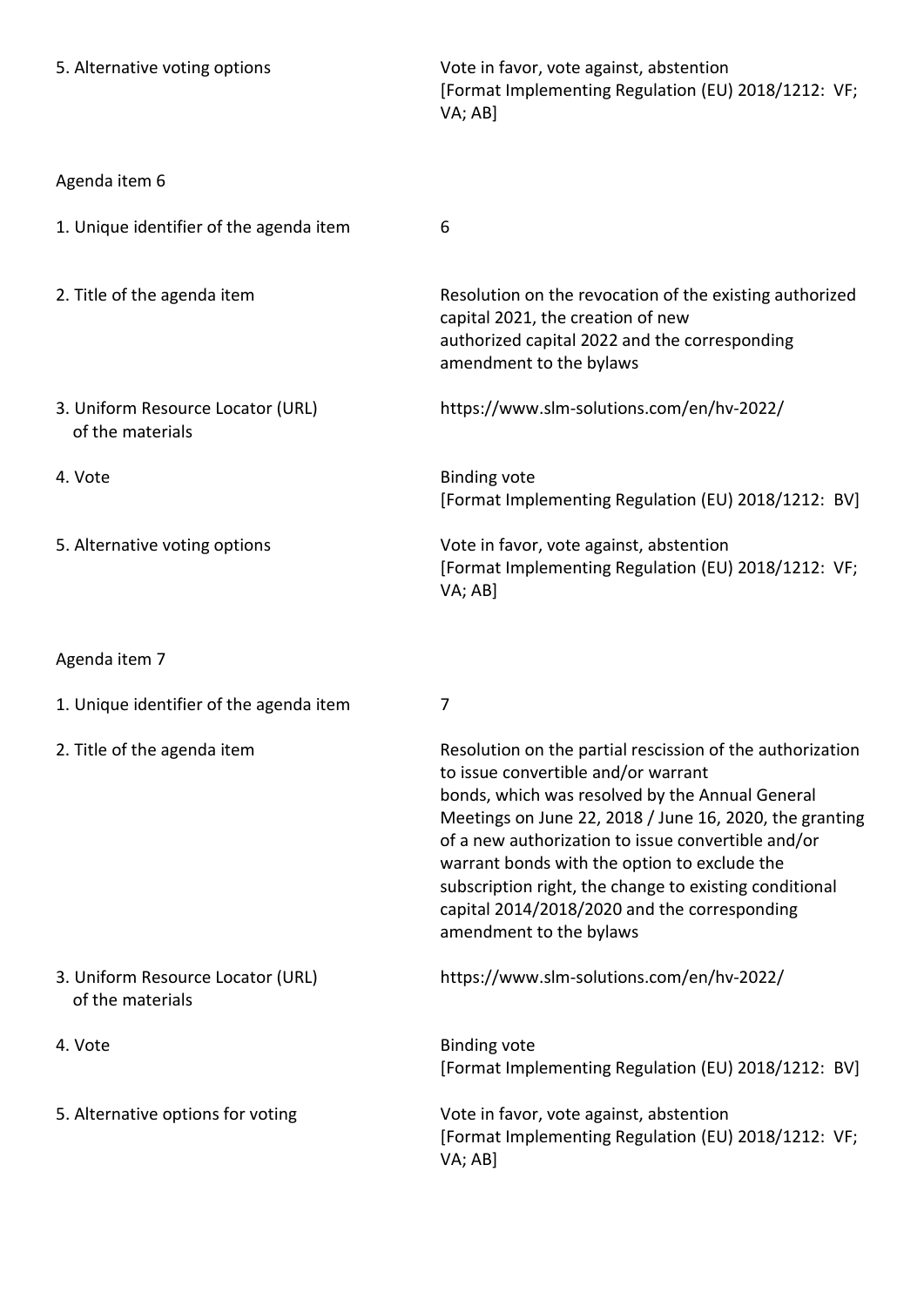| | |
|---|---|
| 5. Alternative voting options | Vote in favor, vote against, abstention [Format Implementing Regulation (EU) 2018/1212: VF; VA; AB] |

Agenda item 6

| | |
|---|---|
| 1. Unique identifier of the agenda item | 6 |
| 2. Title of the agenda item | Resolution on the revocation of the existing authorized capital 2021, the creation of new authorized capital 2022 and the corresponding amendment to the bylaws |
| 3. Uniform Resource Locator (URL) of the materials | https://www.slm-solutions.com/en/hv-2022/ |
| 4. Vote | Binding vote [Format Implementing Regulation (EU) 2018/1212: BV] |
| 5. Alternative voting options | Vote in favor, vote against, abstention [Format Implementing Regulation (EU) 2018/1212: VF; VA; AB] |

Agenda item 7

| | |
|---|---|
| 1. Unique identifier of the agenda item | 7 |
| 2. Title of the agenda item | Resolution on the partial rescission of the authorization to issue convertible and/or warrant bonds, which was resolved by the Annual General Meetings on June 22, 2018 / June 16, 2020, the granting of a new authorization to issue convertible and/or warrant bonds with the option to exclude the subscription right, the change to existing conditional capital 2014/2018/2020 and the corresponding amendment to the bylaws |
| 3. Uniform Resource Locator (URL) of the materials | https://www.slm-solutions.com/en/hv-2022/ |
| 4. Vote | Binding vote [Format Implementing Regulation (EU) 2018/1212: BV] |
| 5. Alternative options for voting | Vote in favor, vote against, abstention [Format Implementing Regulation (EU) 2018/1212: VF; VA; AB] |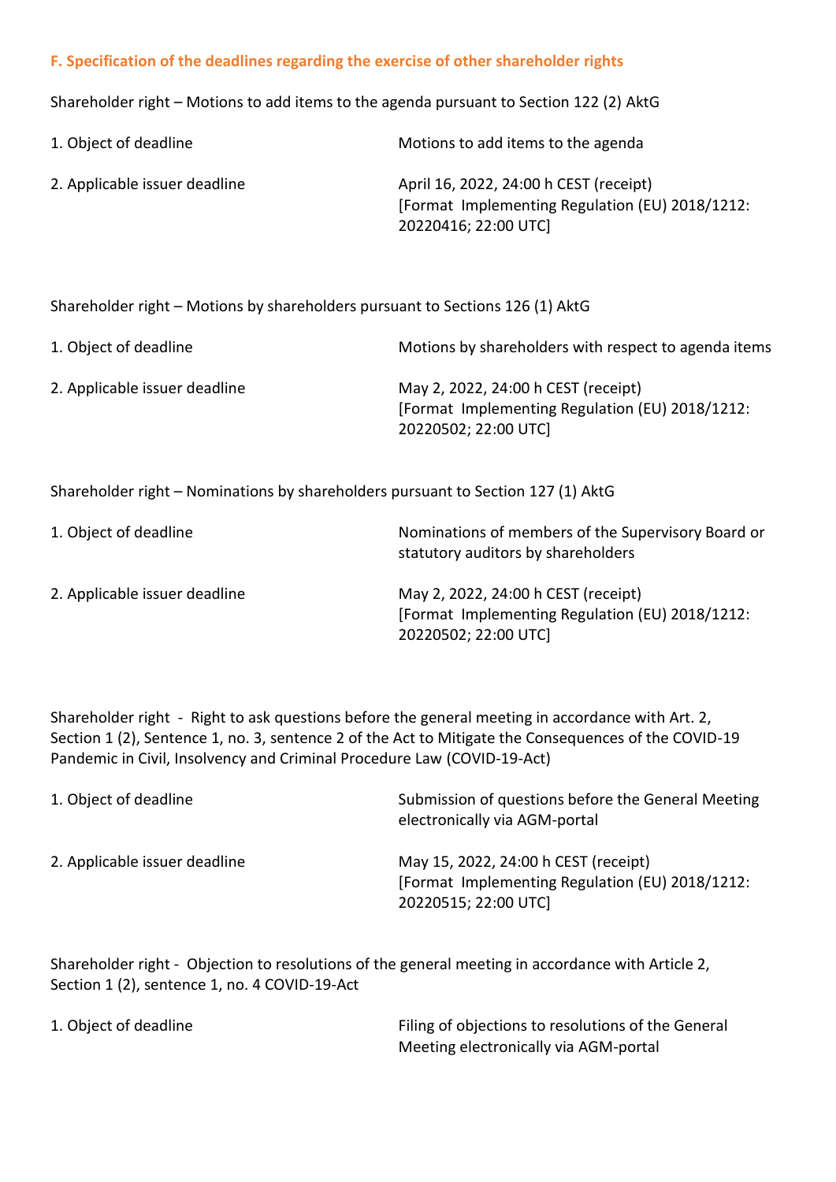### F. Specification of the deadlines regarding the exercise of other shareholder rights

Shareholder right – Motions to add items to the agenda pursuant to Section 122 (2) AktG

| | |
|---|---|
| 1. Object of deadline | Motions to add items to the agenda |
| 2. Applicable issuer deadline | April 16, 2022, 24:00 h CEST (receipt) [Format Implementing Regulation (EU) 2018/1212: 20220416; 22:00 UTC] |

Shareholder right – Motions by shareholders pursuant to Sections 126 (1) AktG

| | |
|---|---|
| 1. Object of deadline | Motions by shareholders with respect to agenda items |
| 2. Applicable issuer deadline | May 2, 2022, 24:00 h CEST (receipt) [Format Implementing Regulation (EU) 2018/1212: 20220502; 22:00 UTC] |

Shareholder right – Nominations by shareholders pursuant to Section 127 (1) AktG

| | |
|---|---|
| 1. Object of deadline | Nominations of members of the Supervisory Board or statutory auditors by shareholders |
| 2. Applicable issuer deadline | May 2, 2022, 24:00 h CEST (receipt) [Format Implementing Regulation (EU) 2018/1212: 20220502; 22:00 UTC] |

Shareholder right - Right to ask questions before the general meeting in accordance with Art. 2, Section 1 (2), Sentence 1, no. 3, sentence 2 of the Act to Mitigate the Consequences of the COVID-19 Pandemic in Civil, Insolvency and Criminal Procedure Law (COVID-19-Act)

| | |
|---|---|
| 1. Object of deadline | Submission of questions before the General Meeting electronically via AGM-portal |
| 2. Applicable issuer deadline | May 15, 2022, 24:00 h CEST (receipt) [Format Implementing Regulation (EU) 2018/1212: 20220515; 22:00 UTC] |

Shareholder right - Objection to resolutions of the general meeting in accordance with Article 2, Section 1 (2), sentence 1, no. 4 COVID-19-Act

| | |
|---|---|
| 1. Object of deadline | Filing of objections to resolutions of the General Meeting electronically via AGM-portal |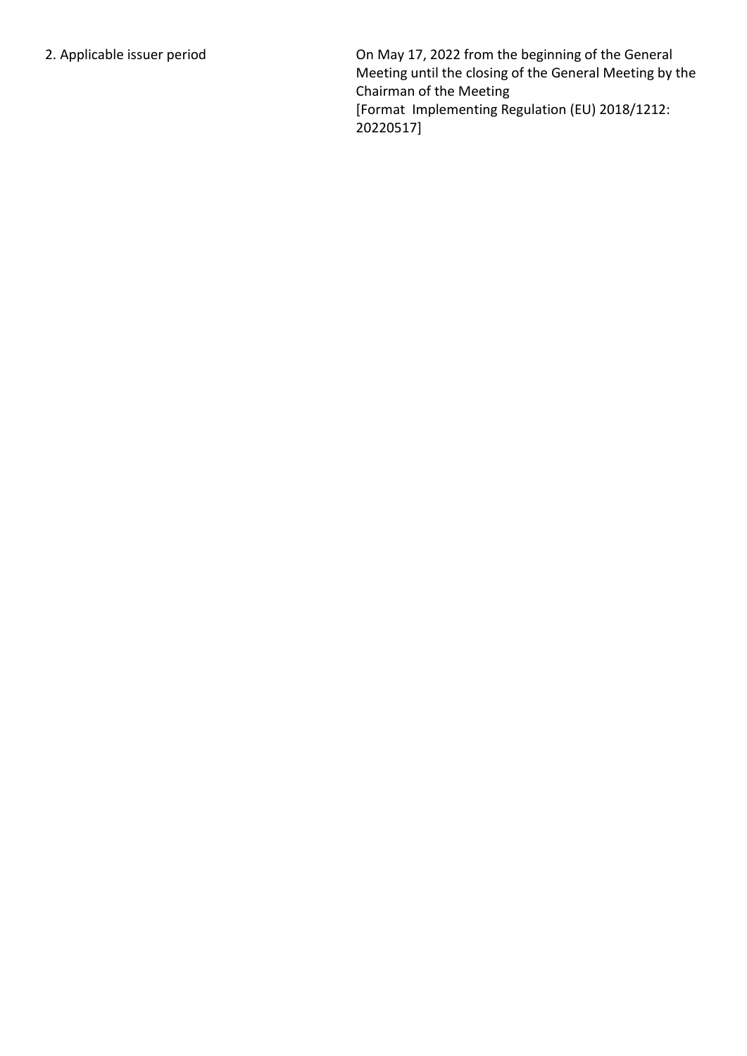| | |
|---|---|
| 2. Applicable issuer period | On May 17, 2022 from the beginning of the General Meeting until the closing of the General Meeting by the Chairman of the Meeting [Format Implementing Regulation (EU) 2018/1212: 20220517] |